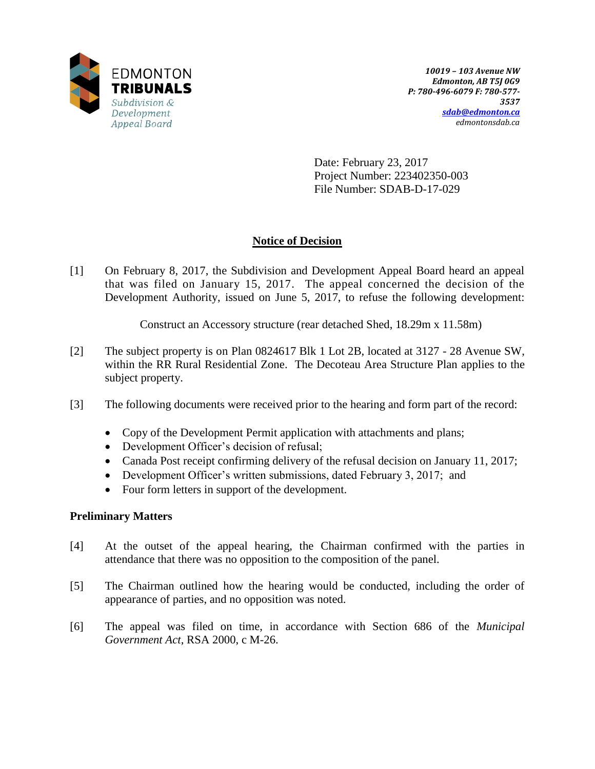EDMONTON **TRIBUNALS**
*Subdivision & Development Appeal Board*

***10019 – 103 Avenue NW***
***Edmonton, AB T5J 0G9***
***P: 780-496-6079 F: 780-577-3537***
***sdab@edmonton.ca***
*edmontonsdab.ca*

Date: February 23, 2017
Project Number: 223402350-003
File Number: SDAB-D-17-029

## Notice of Decision

[1] On February 8, 2017, the Subdivision and Development Appeal Board heard an appeal that was filed on January 15, 2017. The appeal concerned the decision of the Development Authority, issued on June 5, 2017, to refuse the following development:

Construct an Accessory structure (rear detached Shed, 18.29m x 11.58m)

[2] The subject property is on Plan 0824617 Blk 1 Lot 2B, located at 3127 - 28 Avenue SW, within the RR Rural Residential Zone. The Decoteau Area Structure Plan applies to the subject property.

[3] The following documents were received prior to the hearing and form part of the record:

- Copy of the Development Permit application with attachments and plans;
- Development Officer's decision of refusal;
- Canada Post receipt confirming delivery of the refusal decision on January 11, 2017;
- Development Officer's written submissions, dated February 3, 2017; and
- Four form letters in support of the development.

### Preliminary Matters

[4] At the outset of the appeal hearing, the Chairman confirmed with the parties in attendance that there was no opposition to the composition of the panel.

[5] The Chairman outlined how the hearing would be conducted, including the order of appearance of parties, and no opposition was noted.

[6] The appeal was filed on time, in accordance with Section 686 of the *Municipal Government Act*, RSA 2000, c M-26.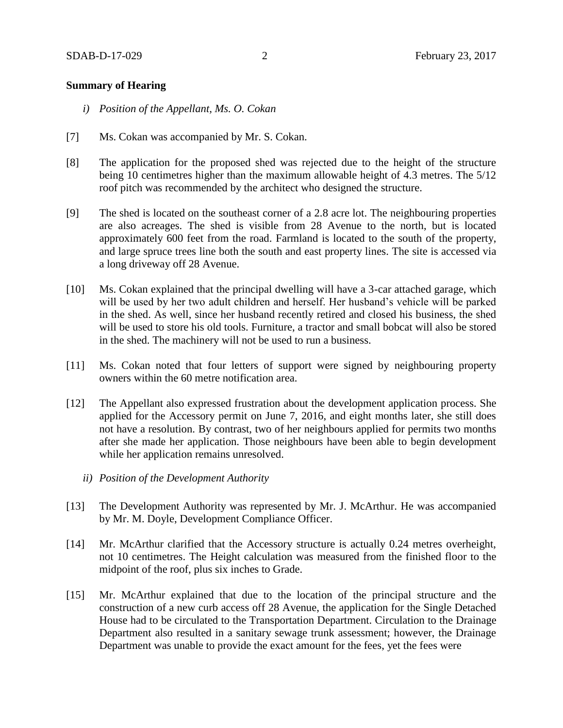**Summary of Hearing**

*i) Position of the Appellant, Ms. O. Cokan*

[7] Ms. Cokan was accompanied by Mr. S. Cokan.

[8] The application for the proposed shed was rejected due to the height of the structure being 10 centimetres higher than the maximum allowable height of 4.3 metres. The 5/12 roof pitch was recommended by the architect who designed the structure.

[9] The shed is located on the southeast corner of a 2.8 acre lot. The neighbouring properties are also acreages. The shed is visible from 28 Avenue to the north, but is located approximately 600 feet from the road. Farmland is located to the south of the property, and large spruce trees line both the south and east property lines. The site is accessed via a long driveway off 28 Avenue.

[10] Ms. Cokan explained that the principal dwelling will have a 3-car attached garage, which will be used by her two adult children and herself. Her husband's vehicle will be parked in the shed. As well, since her husband recently retired and closed his business, the shed will be used to store his old tools. Furniture, a tractor and small bobcat will also be stored in the shed. The machinery will not be used to run a business.

[11] Ms. Cokan noted that four letters of support were signed by neighbouring property owners within the 60 metre notification area.

[12] The Appellant also expressed frustration about the development application process. She applied for the Accessory permit on June 7, 2016, and eight months later, she still does not have a resolution. By contrast, two of her neighbours applied for permits two months after she made her application. Those neighbours have been able to begin development while her application remains unresolved.

*ii) Position of the Development Authority*

[13] The Development Authority was represented by Mr. J. McArthur. He was accompanied by Mr. M. Doyle, Development Compliance Officer.

[14] Mr. McArthur clarified that the Accessory structure is actually 0.24 metres overheight, not 10 centimetres. The Height calculation was measured from the finished floor to the midpoint of the roof, plus six inches to Grade.

[15] Mr. McArthur explained that due to the location of the principal structure and the construction of a new curb access off 28 Avenue, the application for the Single Detached House had to be circulated to the Transportation Department. Circulation to the Drainage Department also resulted in a sanitary sewage trunk assessment; however, the Drainage Department was unable to provide the exact amount for the fees, yet the fees were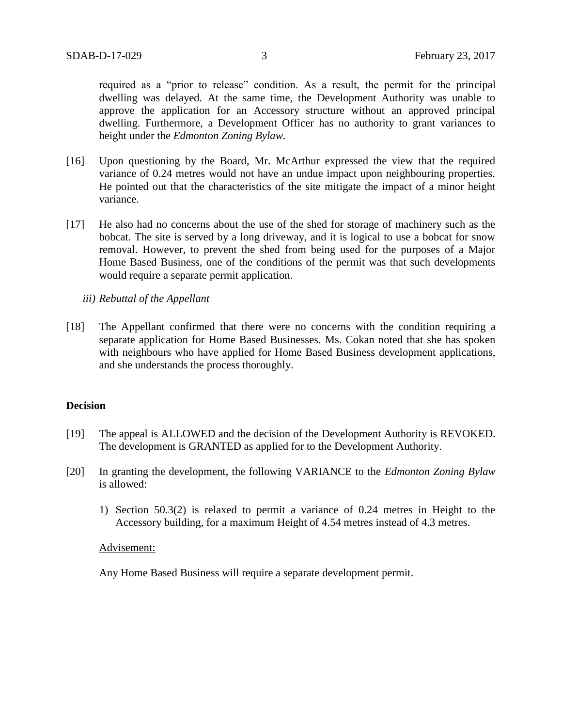required as a "prior to release" condition. As a result, the permit for the principal dwelling was delayed. At the same time, the Development Authority was unable to approve the application for an Accessory structure without an approved principal dwelling. Furthermore, a Development Officer has no authority to grant variances to height under the *Edmonton Zoning Bylaw.*

[16] Upon questioning by the Board, Mr. McArthur expressed the view that the required variance of 0.24 metres would not have an undue impact upon neighbouring properties. He pointed out that the characteristics of the site mitigate the impact of a minor height variance.

[17] He also had no concerns about the use of the shed for storage of machinery such as the bobcat. The site is served by a long driveway, and it is logical to use a bobcat for snow removal. However, to prevent the shed from being used for the purposes of a Major Home Based Business, one of the conditions of the permit was that such developments would require a separate permit application.

*iii) Rebuttal of the Appellant*

[18] The Appellant confirmed that there were no concerns with the condition requiring a separate application for Home Based Businesses. Ms. Cokan noted that she has spoken with neighbours who have applied for Home Based Business development applications, and she understands the process thoroughly.

**Decision**

[19] The appeal is ALLOWED and the decision of the Development Authority is REVOKED. The development is GRANTED as applied for to the Development Authority.

[20] In granting the development, the following VARIANCE to the *Edmonton Zoning Bylaw* is allowed:

1) Section 50.3(2) is relaxed to permit a variance of 0.24 metres in Height to the Accessory building, for a maximum Height of 4.54 metres instead of 4.3 metres.

Advisement:

Any Home Based Business will require a separate development permit.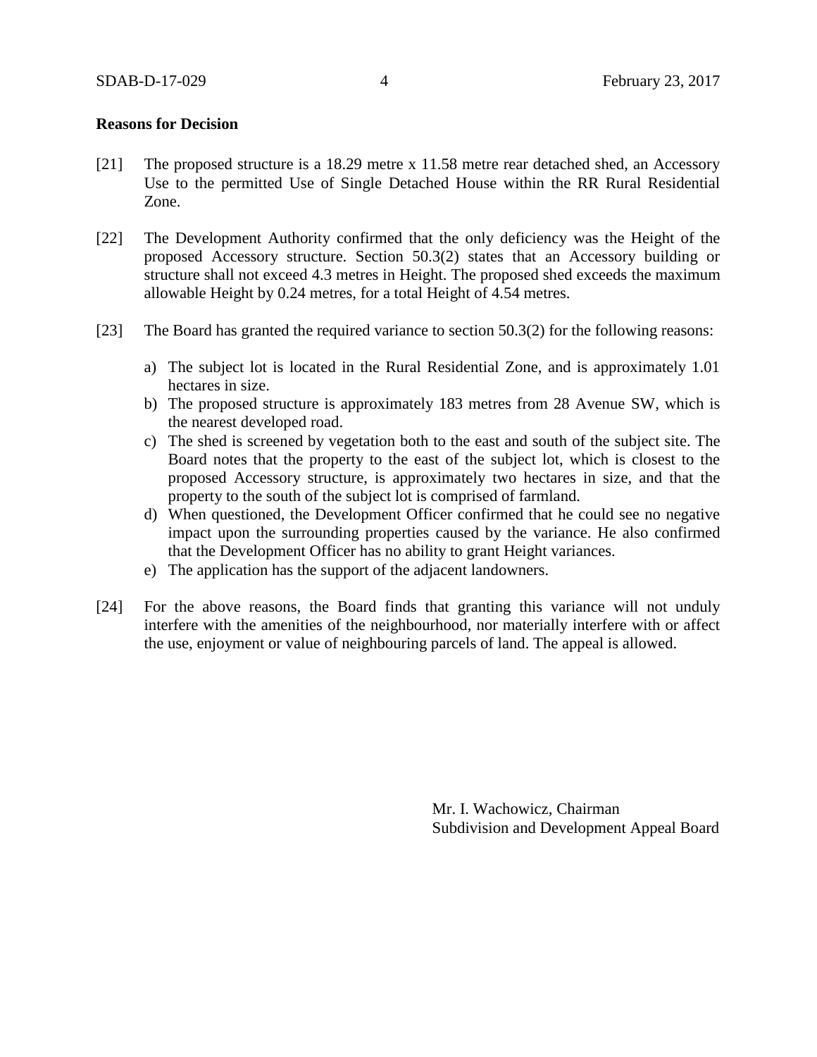**Reasons for Decision**

[21] The proposed structure is a 18.29 metre x 11.58 metre rear detached shed, an Accessory Use to the permitted Use of Single Detached House within the RR Rural Residential Zone.

[22] The Development Authority confirmed that the only deficiency was the Height of the proposed Accessory structure. Section 50.3(2) states that an Accessory building or structure shall not exceed 4.3 metres in Height. The proposed shed exceeds the maximum allowable Height by 0.24 metres, for a total Height of 4.54 metres.

[23] The Board has granted the required variance to section 50.3(2) for the following reasons:

a) The subject lot is located in the Rural Residential Zone, and is approximately 1.01 hectares in size.
b) The proposed structure is approximately 183 metres from 28 Avenue SW, which is the nearest developed road.
c) The shed is screened by vegetation both to the east and south of the subject site. The Board notes that the property to the east of the subject lot, which is closest to the proposed Accessory structure, is approximately two hectares in size, and that the property to the south of the subject lot is comprised of farmland.
d) When questioned, the Development Officer confirmed that he could see no negative impact upon the surrounding properties caused by the variance. He also confirmed that the Development Officer has no ability to grant Height variances.
e) The application has the support of the adjacent landowners.

[24] For the above reasons, the Board finds that granting this variance will not unduly interfere with the amenities of the neighbourhood, nor materially interfere with or affect the use, enjoyment or value of neighbouring parcels of land. The appeal is allowed.

Mr. I. Wachowicz, Chairman
Subdivision and Development Appeal Board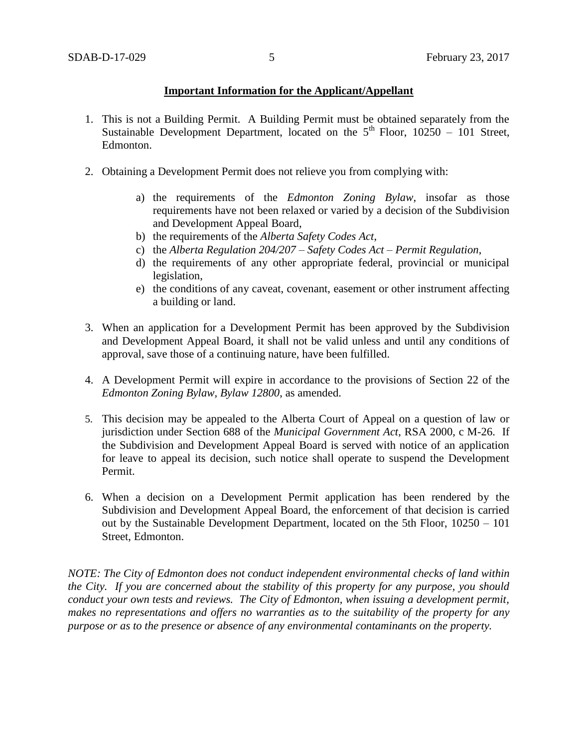**Important Information for the Applicant/Appellant**

1. This is not a Building Permit. A Building Permit must be obtained separately from the Sustainable Development Department, located on the 5th Floor, 10250 – 101 Street, Edmonton.

2. Obtaining a Development Permit does not relieve you from complying with:

    a) the requirements of the *Edmonton Zoning Bylaw*, insofar as those requirements have not been relaxed or varied by a decision of the Subdivision and Development Appeal Board,
    b) the requirements of the *Alberta Safety Codes Act*,
    c) the *Alberta Regulation 204/207 – Safety Codes Act – Permit Regulation*,
    d) the requirements of any other appropriate federal, provincial or municipal legislation,
    e) the conditions of any caveat, covenant, easement or other instrument affecting a building or land.

3. When an application for a Development Permit has been approved by the Subdivision and Development Appeal Board, it shall not be valid unless and until any conditions of approval, save those of a continuing nature, have been fulfilled.

4. A Development Permit will expire in accordance to the provisions of Section 22 of the *Edmonton Zoning Bylaw, Bylaw 12800*, as amended.

5. This decision may be appealed to the Alberta Court of Appeal on a question of law or jurisdiction under Section 688 of the *Municipal Government Act*, RSA 2000, c M-26. If the Subdivision and Development Appeal Board is served with notice of an application for leave to appeal its decision, such notice shall operate to suspend the Development Permit.

6. When a decision on a Development Permit application has been rendered by the Subdivision and Development Appeal Board, the enforcement of that decision is carried out by the Sustainable Development Department, located on the 5th Floor, 10250 – 101 Street, Edmonton.

*NOTE: The City of Edmonton does not conduct independent environmental checks of land within the City. If you are concerned about the stability of this property for any purpose, you should conduct your own tests and reviews. The City of Edmonton, when issuing a development permit, makes no representations and offers no warranties as to the suitability of the property for any purpose or as to the presence or absence of any environmental contaminants on the property.*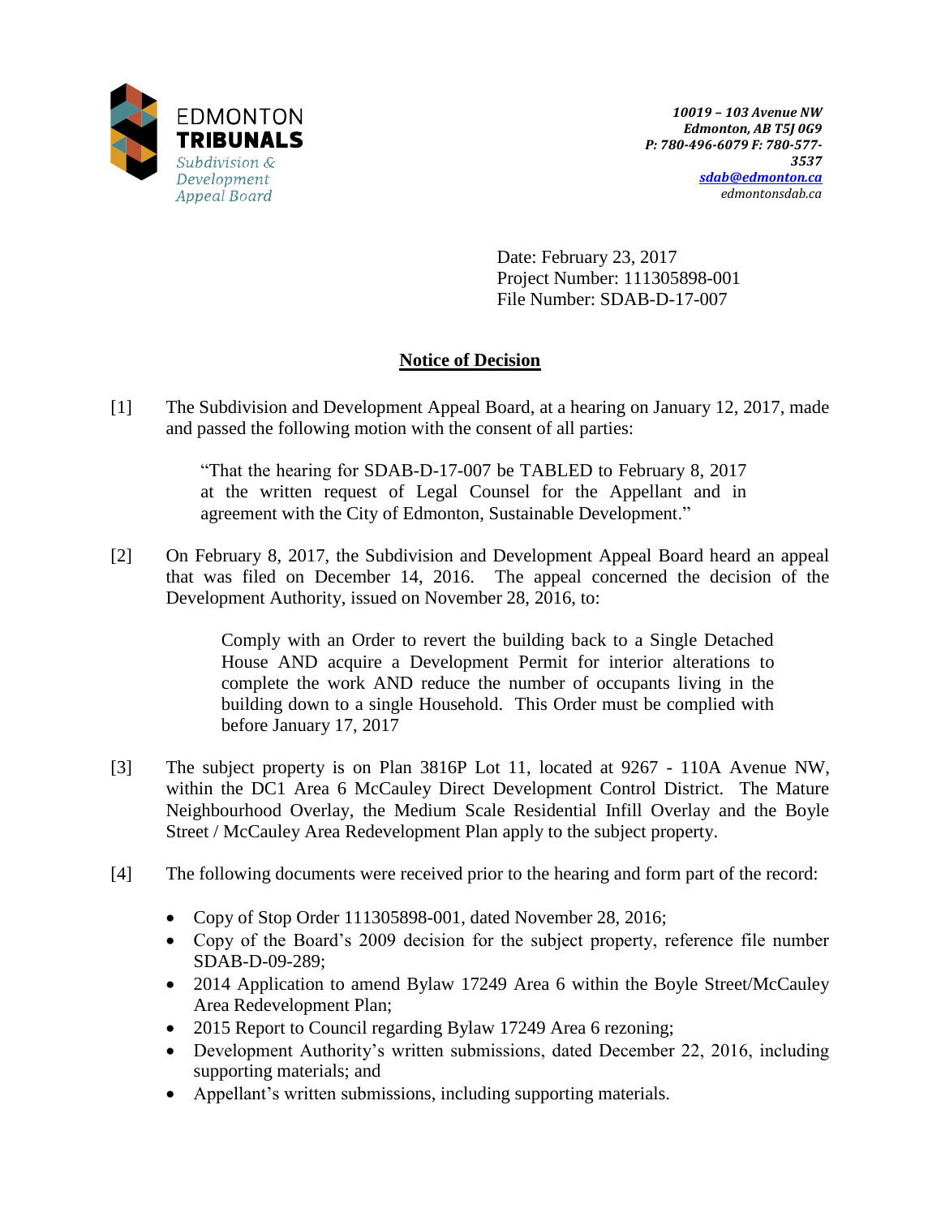EDMONTON **TRIBUNALS** *Subdivision & Development Appeal Board*

***10019 – 103 Avenue NW***
***Edmonton, AB T5J 0G9***
***P: 780-496-6079 F: 780-577-3537***
***sdab@edmonton.ca***
*edmontonsdab.ca*

Date: February 23, 2017
Project Number: 111305898-001
File Number: SDAB-D-17-007

## Notice of Decision

[1] The Subdivision and Development Appeal Board, at a hearing on January 12, 2017, made and passed the following motion with the consent of all parties:

> "That the hearing for SDAB-D-17-007 be TABLED to February 8, 2017 at the written request of Legal Counsel for the Appellant and in agreement with the City of Edmonton, Sustainable Development."

[2] On February 8, 2017, the Subdivision and Development Appeal Board heard an appeal that was filed on December 14, 2016. The appeal concerned the decision of the Development Authority, issued on November 28, 2016, to:

> Comply with an Order to revert the building back to a Single Detached House AND acquire a Development Permit for interior alterations to complete the work AND reduce the number of occupants living in the building down to a single Household. This Order must be complied with before January 17, 2017

[3] The subject property is on Plan 3816P Lot 11, located at 9267 - 110A Avenue NW, within the DC1 Area 6 McCauley Direct Development Control District. The Mature Neighbourhood Overlay, the Medium Scale Residential Infill Overlay and the Boyle Street / McCauley Area Redevelopment Plan apply to the subject property.

[4] The following documents were received prior to the hearing and form part of the record:

- Copy of Stop Order 111305898-001, dated November 28, 2016;
- Copy of the Board's 2009 decision for the subject property, reference file number SDAB-D-09-289;
- 2014 Application to amend Bylaw 17249 Area 6 within the Boyle Street/McCauley Area Redevelopment Plan;
- 2015 Report to Council regarding Bylaw 17249 Area 6 rezoning;
- Development Authority's written submissions, dated December 22, 2016, including supporting materials; and
- Appellant's written submissions, including supporting materials.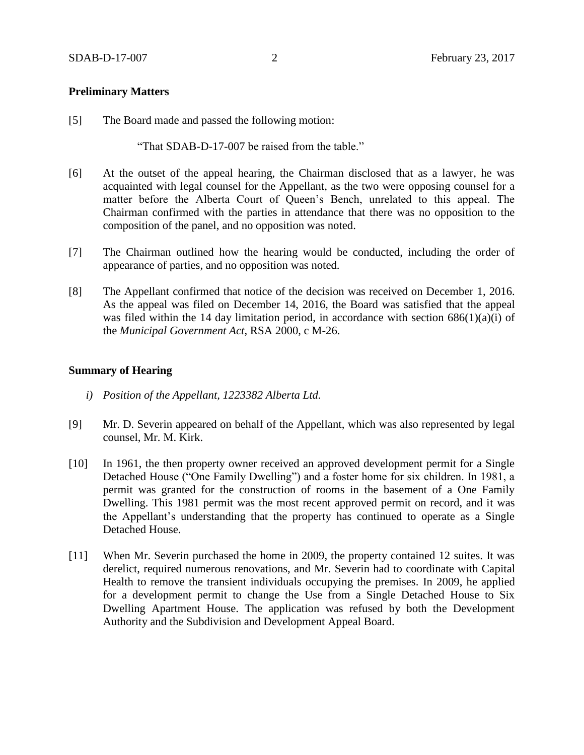**Preliminary Matters**

[5] The Board made and passed the following motion:

"That SDAB-D-17-007 be raised from the table."

[6] At the outset of the appeal hearing, the Chairman disclosed that as a lawyer, he was acquainted with legal counsel for the Appellant, as the two were opposing counsel for a matter before the Alberta Court of Queen's Bench, unrelated to this appeal. The Chairman confirmed with the parties in attendance that there was no opposition to the composition of the panel, and no opposition was noted.

[7] The Chairman outlined how the hearing would be conducted, including the order of appearance of parties, and no opposition was noted.

[8] The Appellant confirmed that notice of the decision was received on December 1, 2016. As the appeal was filed on December 14, 2016, the Board was satisfied that the appeal was filed within the 14 day limitation period, in accordance with section 686(1)(a)(i) of the *Municipal Government Act*, RSA 2000, c M-26.

**Summary of Hearing**

*i) Position of the Appellant, 1223382 Alberta Ltd.*

[9] Mr. D. Severin appeared on behalf of the Appellant, which was also represented by legal counsel, Mr. M. Kirk.

[10] In 1961, the then property owner received an approved development permit for a Single Detached House ("One Family Dwelling") and a foster home for six children. In 1981, a permit was granted for the construction of rooms in the basement of a One Family Dwelling. This 1981 permit was the most recent approved permit on record, and it was the Appellant's understanding that the property has continued to operate as a Single Detached House.

[11] When Mr. Severin purchased the home in 2009, the property contained 12 suites. It was derelict, required numerous renovations, and Mr. Severin had to coordinate with Capital Health to remove the transient individuals occupying the premises. In 2009, he applied for a development permit to change the Use from a Single Detached House to Six Dwelling Apartment House. The application was refused by both the Development Authority and the Subdivision and Development Appeal Board.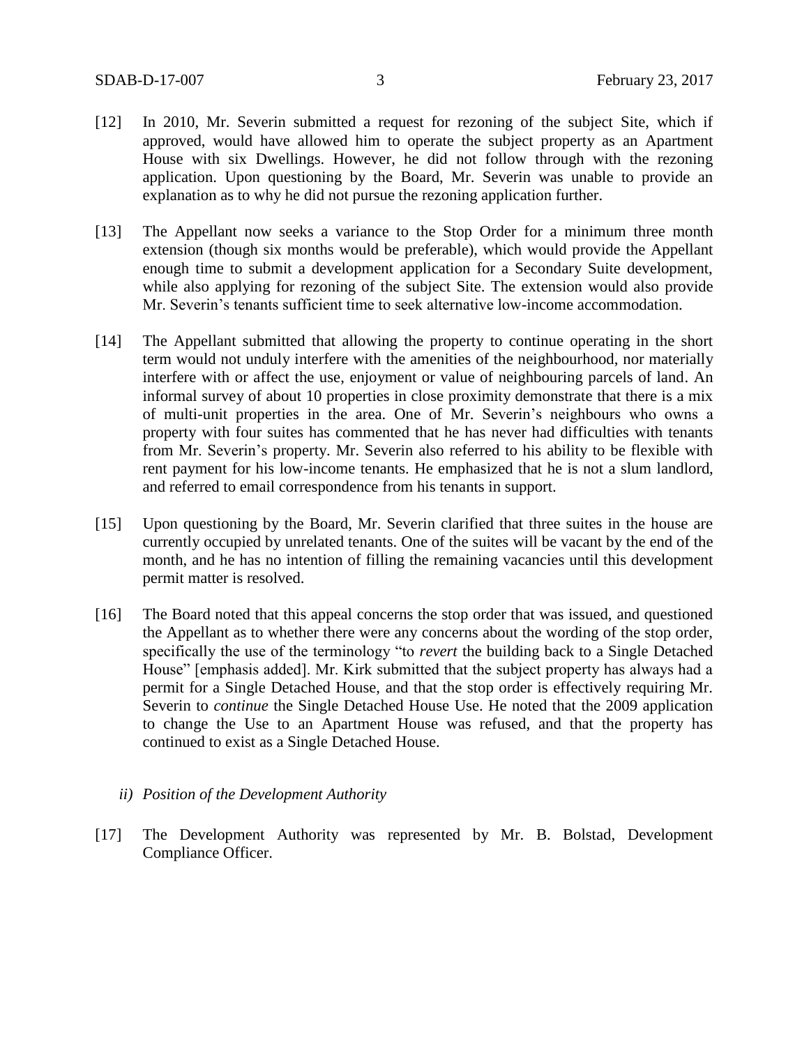[12] In 2010, Mr. Severin submitted a request for rezoning of the subject Site, which if approved, would have allowed him to operate the subject property as an Apartment House with six Dwellings. However, he did not follow through with the rezoning application. Upon questioning by the Board, Mr. Severin was unable to provide an explanation as to why he did not pursue the rezoning application further.

[13] The Appellant now seeks a variance to the Stop Order for a minimum three month extension (though six months would be preferable), which would provide the Appellant enough time to submit a development application for a Secondary Suite development, while also applying for rezoning of the subject Site. The extension would also provide Mr. Severin's tenants sufficient time to seek alternative low-income accommodation.

[14] The Appellant submitted that allowing the property to continue operating in the short term would not unduly interfere with the amenities of the neighbourhood, nor materially interfere with or affect the use, enjoyment or value of neighbouring parcels of land. An informal survey of about 10 properties in close proximity demonstrate that there is a mix of multi-unit properties in the area. One of Mr. Severin's neighbours who owns a property with four suites has commented that he has never had difficulties with tenants from Mr. Severin's property. Mr. Severin also referred to his ability to be flexible with rent payment for his low-income tenants. He emphasized that he is not a slum landlord, and referred to email correspondence from his tenants in support.

[15] Upon questioning by the Board, Mr. Severin clarified that three suites in the house are currently occupied by unrelated tenants. One of the suites will be vacant by the end of the month, and he has no intention of filling the remaining vacancies until this development permit matter is resolved.

[16] The Board noted that this appeal concerns the stop order that was issued, and questioned the Appellant as to whether there were any concerns about the wording of the stop order, specifically the use of the terminology "to *revert* the building back to a Single Detached House" [emphasis added]. Mr. Kirk submitted that the subject property has always had a permit for a Single Detached House, and that the stop order is effectively requiring Mr. Severin to *continue* the Single Detached House Use. He noted that the 2009 application to change the Use to an Apartment House was refused, and that the property has continued to exist as a Single Detached House.

*ii) Position of the Development Authority*

[17] The Development Authority was represented by Mr. B. Bolstad, Development Compliance Officer.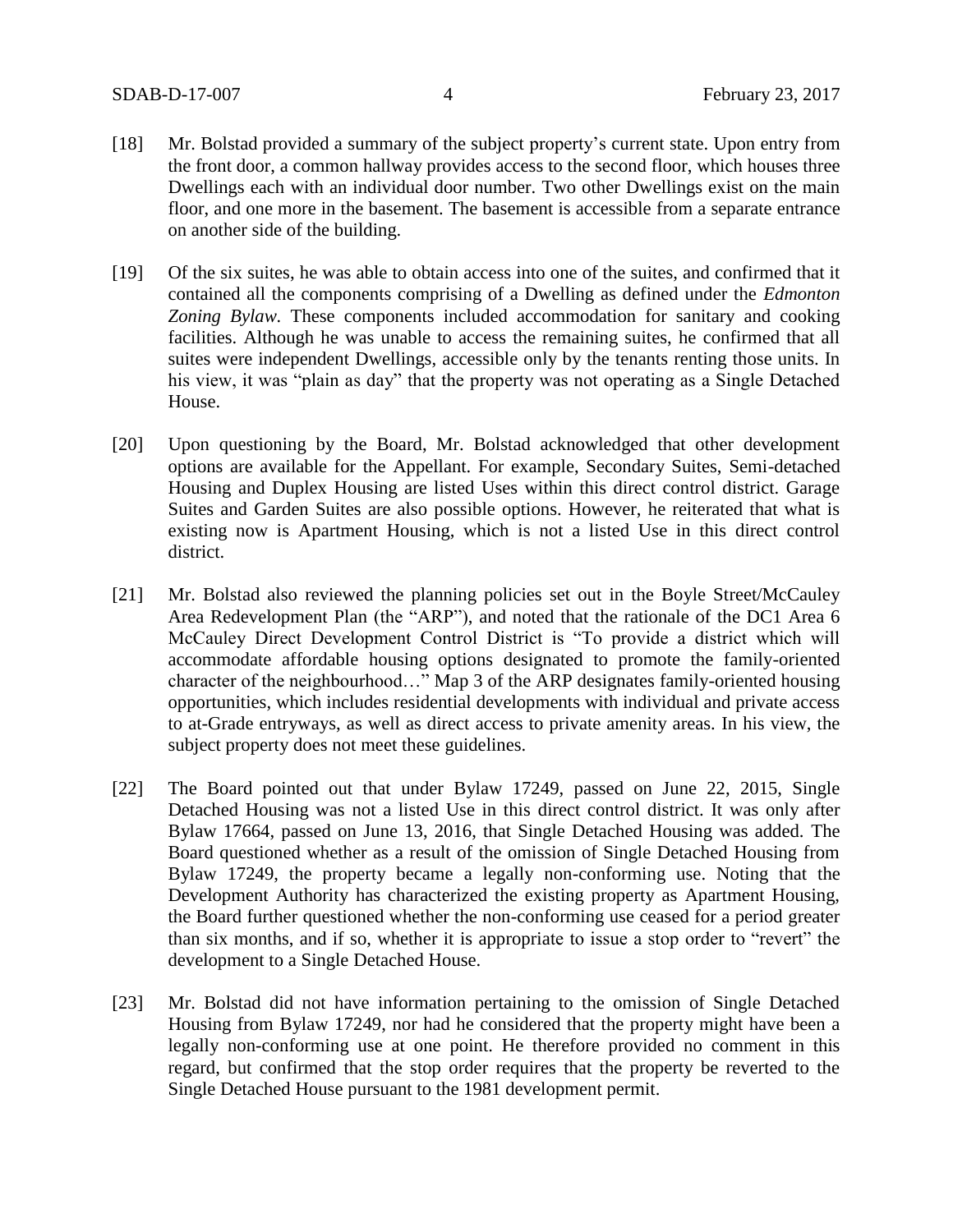[18] Mr. Bolstad provided a summary of the subject property's current state. Upon entry from the front door, a common hallway provides access to the second floor, which houses three Dwellings each with an individual door number. Two other Dwellings exist on the main floor, and one more in the basement. The basement is accessible from a separate entrance on another side of the building.

[19] Of the six suites, he was able to obtain access into one of the suites, and confirmed that it contained all the components comprising of a Dwelling as defined under the *Edmonton Zoning Bylaw.* These components included accommodation for sanitary and cooking facilities. Although he was unable to access the remaining suites, he confirmed that all suites were independent Dwellings, accessible only by the tenants renting those units. In his view, it was "plain as day" that the property was not operating as a Single Detached House.

[20] Upon questioning by the Board, Mr. Bolstad acknowledged that other development options are available for the Appellant. For example, Secondary Suites, Semi-detached Housing and Duplex Housing are listed Uses within this direct control district. Garage Suites and Garden Suites are also possible options. However, he reiterated that what is existing now is Apartment Housing, which is not a listed Use in this direct control district.

[21] Mr. Bolstad also reviewed the planning policies set out in the Boyle Street/McCauley Area Redevelopment Plan (the "ARP"), and noted that the rationale of the DC1 Area 6 McCauley Direct Development Control District is "To provide a district which will accommodate affordable housing options designated to promote the family-oriented character of the neighbourhood…" Map 3 of the ARP designates family-oriented housing opportunities, which includes residential developments with individual and private access to at-Grade entryways, as well as direct access to private amenity areas. In his view, the subject property does not meet these guidelines.

[22] The Board pointed out that under Bylaw 17249, passed on June 22, 2015, Single Detached Housing was not a listed Use in this direct control district. It was only after Bylaw 17664, passed on June 13, 2016, that Single Detached Housing was added. The Board questioned whether as a result of the omission of Single Detached Housing from Bylaw 17249, the property became a legally non-conforming use. Noting that the Development Authority has characterized the existing property as Apartment Housing, the Board further questioned whether the non-conforming use ceased for a period greater than six months, and if so, whether it is appropriate to issue a stop order to "revert" the development to a Single Detached House.

[23] Mr. Bolstad did not have information pertaining to the omission of Single Detached Housing from Bylaw 17249, nor had he considered that the property might have been a legally non-conforming use at one point. He therefore provided no comment in this regard, but confirmed that the stop order requires that the property be reverted to the Single Detached House pursuant to the 1981 development permit.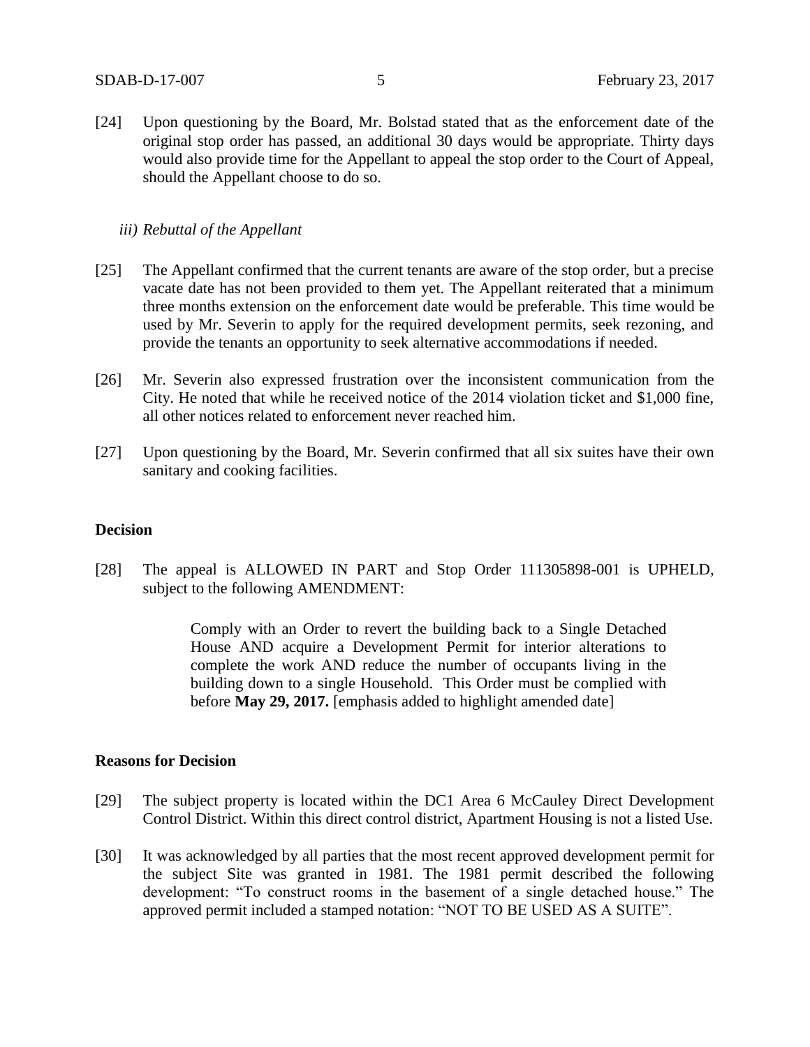[24] Upon questioning by the Board, Mr. Bolstad stated that as the enforcement date of the original stop order has passed, an additional 30 days would be appropriate. Thirty days would also provide time for the Appellant to appeal the stop order to the Court of Appeal, should the Appellant choose to do so.

*iii) Rebuttal of the Appellant*

[25] The Appellant confirmed that the current tenants are aware of the stop order, but a precise vacate date has not been provided to them yet. The Appellant reiterated that a minimum three months extension on the enforcement date would be preferable. This time would be used by Mr. Severin to apply for the required development permits, seek rezoning, and provide the tenants an opportunity to seek alternative accommodations if needed.

[26] Mr. Severin also expressed frustration over the inconsistent communication from the City. He noted that while he received notice of the 2014 violation ticket and $1,000 fine, all other notices related to enforcement never reached him.

[27] Upon questioning by the Board, Mr. Severin confirmed that all six suites have their own sanitary and cooking facilities.

## Decision

[28] The appeal is ALLOWED IN PART and Stop Order 111305898-001 is UPHELD, subject to the following AMENDMENT:

> Comply with an Order to revert the building back to a Single Detached House AND acquire a Development Permit for interior alterations to complete the work AND reduce the number of occupants living in the building down to a single Household. This Order must be complied with before **May 29, 2017.** [emphasis added to highlight amended date]

## Reasons for Decision

[29] The subject property is located within the DC1 Area 6 McCauley Direct Development Control District. Within this direct control district, Apartment Housing is not a listed Use.

[30] It was acknowledged by all parties that the most recent approved development permit for the subject Site was granted in 1981. The 1981 permit described the following development: "To construct rooms in the basement of a single detached house." The approved permit included a stamped notation: "NOT TO BE USED AS A SUITE".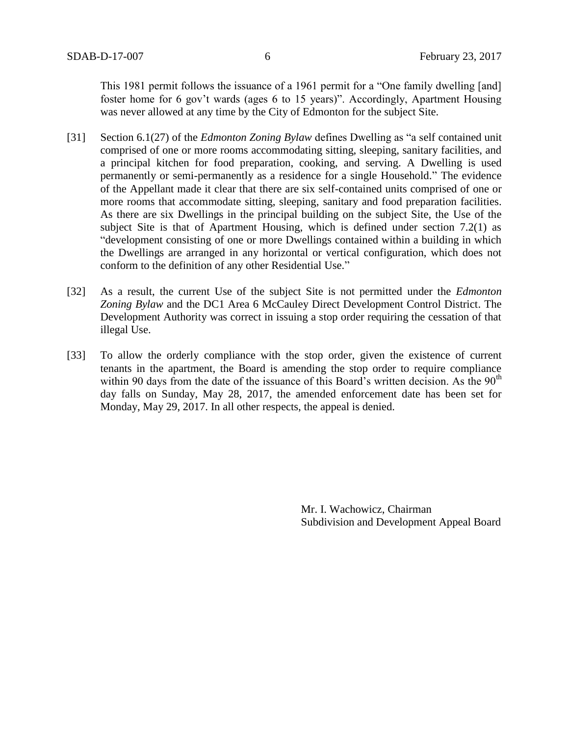This 1981 permit follows the issuance of a 1961 permit for a "One family dwelling [and] foster home for 6 gov't wards (ages 6 to 15 years)". Accordingly, Apartment Housing was never allowed at any time by the City of Edmonton for the subject Site.

[31] Section 6.1(27) of the *Edmonton Zoning Bylaw* defines Dwelling as "a self contained unit comprised of one or more rooms accommodating sitting, sleeping, sanitary facilities, and a principal kitchen for food preparation, cooking, and serving. A Dwelling is used permanently or semi-permanently as a residence for a single Household." The evidence of the Appellant made it clear that there are six self-contained units comprised of one or more rooms that accommodate sitting, sleeping, sanitary and food preparation facilities. As there are six Dwellings in the principal building on the subject Site, the Use of the subject Site is that of Apartment Housing, which is defined under section 7.2(1) as "development consisting of one or more Dwellings contained within a building in which the Dwellings are arranged in any horizontal or vertical configuration, which does not conform to the definition of any other Residential Use."

[32] As a result, the current Use of the subject Site is not permitted under the *Edmonton Zoning Bylaw* and the DC1 Area 6 McCauley Direct Development Control District. The Development Authority was correct in issuing a stop order requiring the cessation of that illegal Use.

[33] To allow the orderly compliance with the stop order, given the existence of current tenants in the apartment, the Board is amending the stop order to require compliance within 90 days from the date of the issuance of this Board's written decision. As the 90th day falls on Sunday, May 28, 2017, the amended enforcement date has been set for Monday, May 29, 2017. In all other respects, the appeal is denied.

Mr. I. Wachowicz, Chairman
Subdivision and Development Appeal Board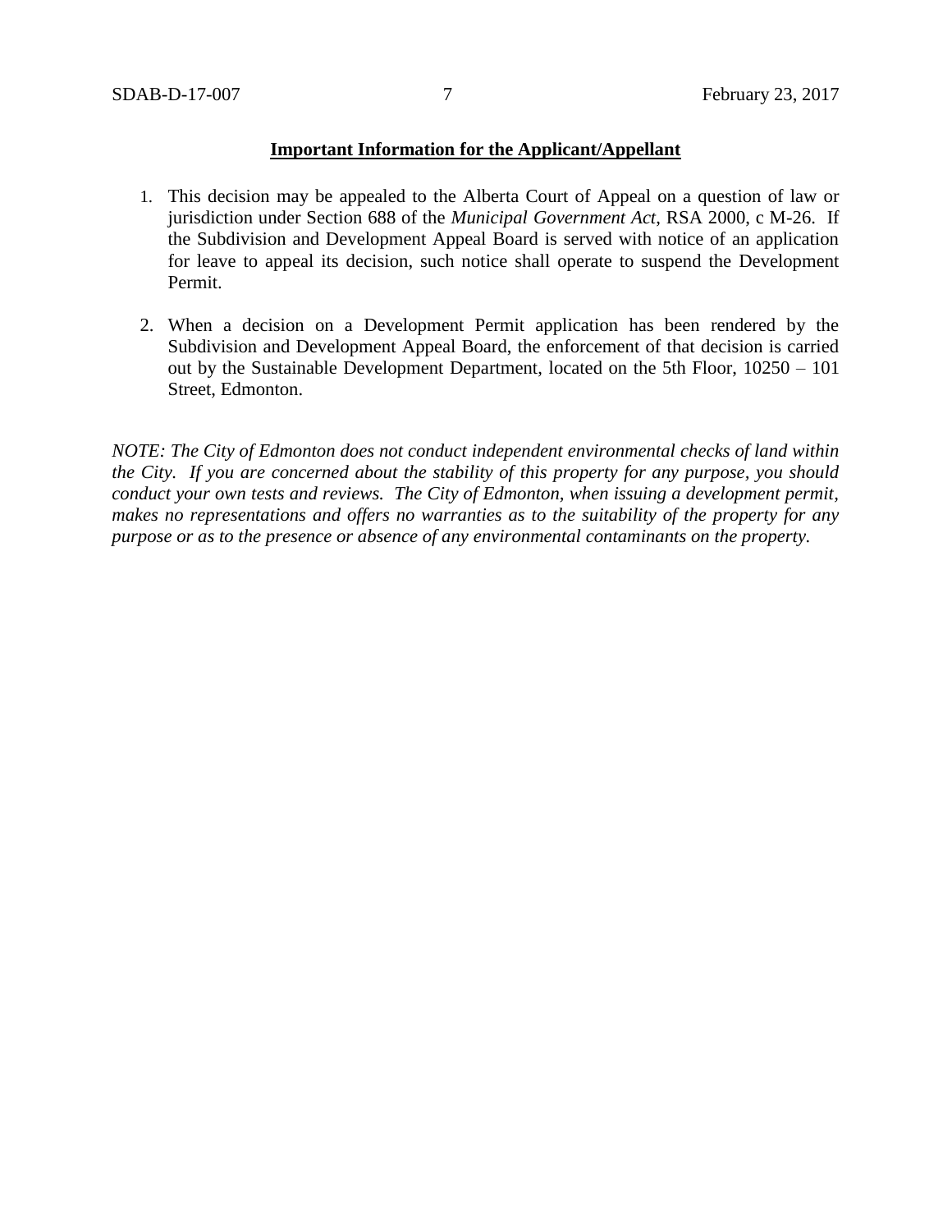**Important Information for the Applicant/Appellant**

1. This decision may be appealed to the Alberta Court of Appeal on a question of law or jurisdiction under Section 688 of the *Municipal Government Act*, RSA 2000, c M-26. If the Subdivision and Development Appeal Board is served with notice of an application for leave to appeal its decision, such notice shall operate to suspend the Development Permit.

2. When a decision on a Development Permit application has been rendered by the Subdivision and Development Appeal Board, the enforcement of that decision is carried out by the Sustainable Development Department, located on the 5th Floor, 10250 – 101 Street, Edmonton.

*NOTE: The City of Edmonton does not conduct independent environmental checks of land within the City. If you are concerned about the stability of this property for any purpose, you should conduct your own tests and reviews. The City of Edmonton, when issuing a development permit, makes no representations and offers no warranties as to the suitability of the property for any purpose or as to the presence or absence of any environmental contaminants on the property.*